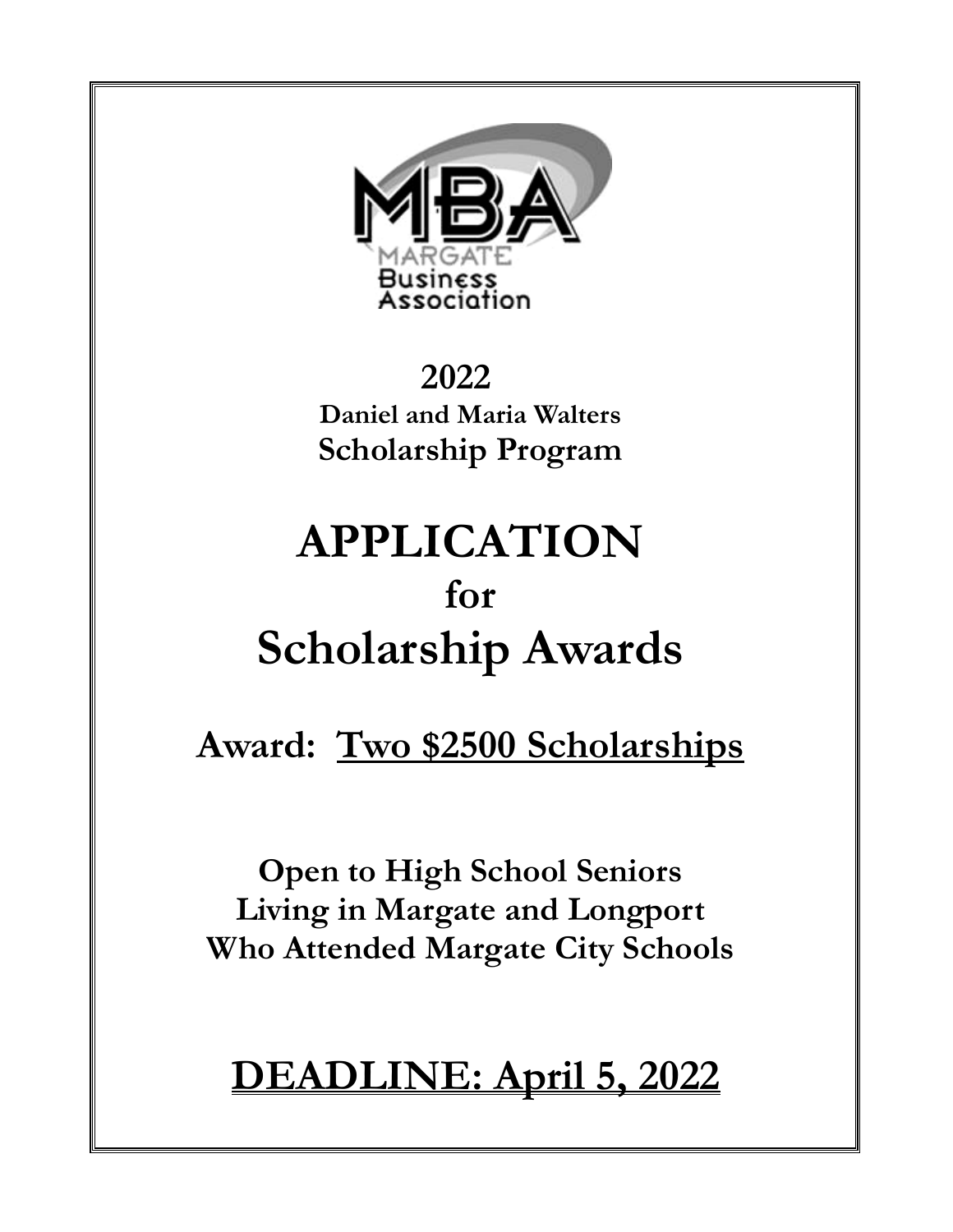MBA
MARGATE
Business
Association

**2022**
**Daniel and Maria Walters**
**Scholarship Program**

# APPLICATION
## for
# Scholarship Awards

## Award: Two $2500 Scholarships

**Open to High School Seniors**
**Living in Margate and Longport**
**Who Attended Margate City Schools**

# DEADLINE: April 5, 2022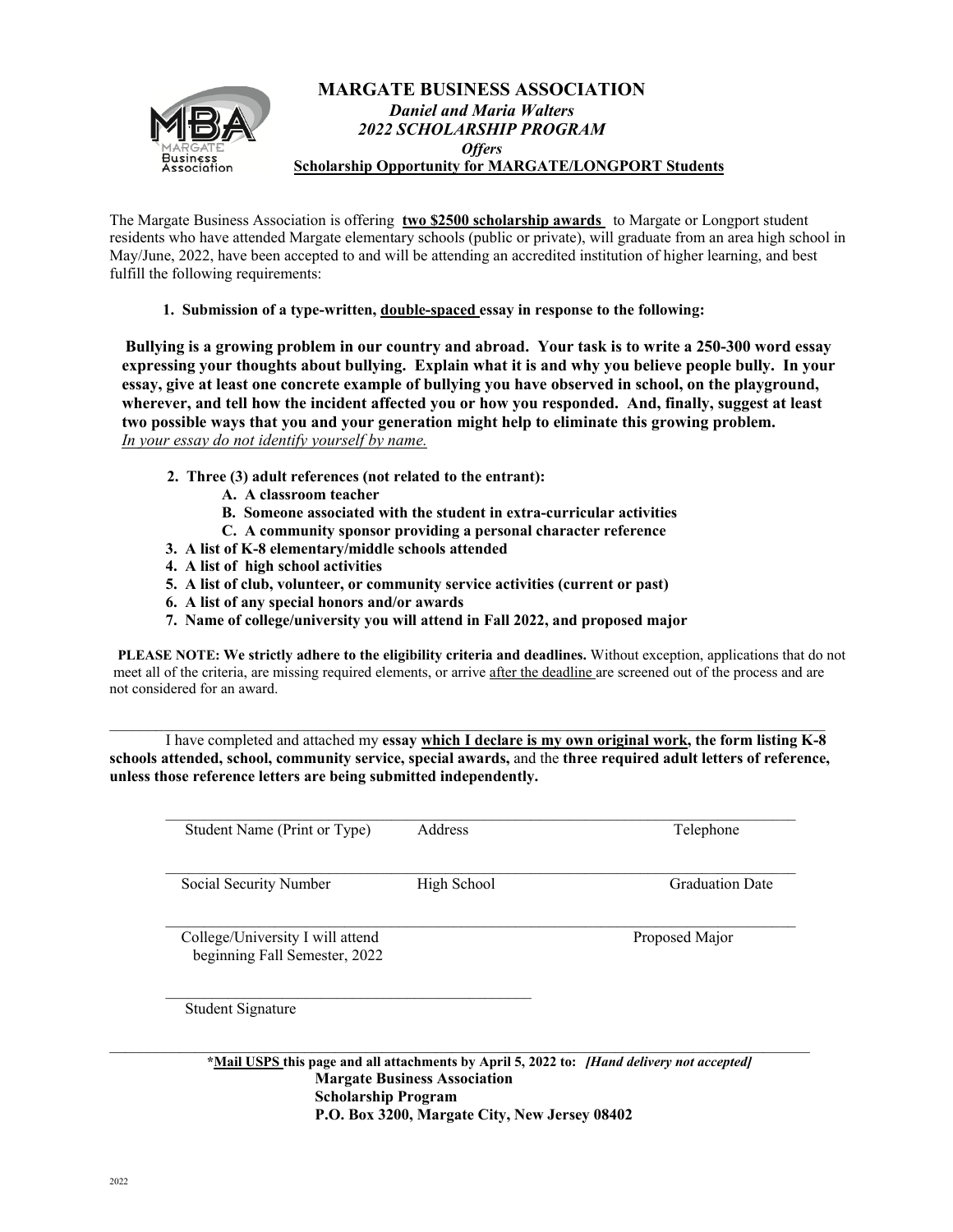# MARGATE BUSINESS ASSOCIATION

***Daniel and Maria Walters***
***2022 SCHOLARSHIP PROGRAM***
***Offers***
**Scholarship Opportunity for MARGATE/LONGPORT Students**

The Margate Business Association is offering **two $2500 scholarship awards** to Margate or Longport student residents who have attended Margate elementary schools (public or private), will graduate from an area high school in May/June, 2022, have been accepted to and will be attending an accredited institution of higher learning, and best fulfill the following requirements:

1. **Submission of a type-written, double-spaced essay in response to the following:**

**Bullying is a growing problem in our country and abroad. Your task is to write a 250-300 word essay expressing your thoughts about bullying. Explain what it is and why you believe people bully. In your essay, give at least one concrete example of bullying you have observed in school, on the playground, wherever, and tell how the incident affected you or how you responded. And, finally, suggest at least two possible ways that you and your generation might help to eliminate this growing problem.**
*In your essay do not identify yourself by name.*

2. **Three (3) adult references (not related to the entrant):**
   - **A. A classroom teacher**
   - **B. Someone associated with the student in extra-curricular activities**
   - **C. A community sponsor providing a personal character reference**
3. **A list of K-8 elementary/middle schools attended**
4. **A list of high school activities**
5. **A list of club, volunteer, or community service activities (current or past)**
6. **A list of any special honors and/or awards**
7. **Name of college/university you will attend in Fall 2022, and proposed major**

**PLEASE NOTE: We strictly adhere to the eligibility criteria and deadlines.** Without exception, applications that do not meet all of the criteria, are missing required elements, or arrive after the deadline are screened out of the process and are not considered for an award.

---

I have completed and attached my **essay which I declare is my own original work, the form listing K-8 schools attended, school, community service, special awards,** and the **three required adult letters of reference, unless those reference letters are being submitted independently.**

______________________________________________________________________
Student Name (Print or Type) Address Telephone

______________________________________________________________________
Social Security Number High School Graduation Date

______________________________________________________________________
College/University I will attend beginning Fall Semester, 2022 Proposed Major

______________________________________
Student Signature

---

**\*Mail USPS this page and all attachments by April 5, 2022 to:** ***[Hand delivery not accepted]***

**Margate Business Association**
**Scholarship Program**
**P.O. Box 3200, Margate City, New Jersey 08402**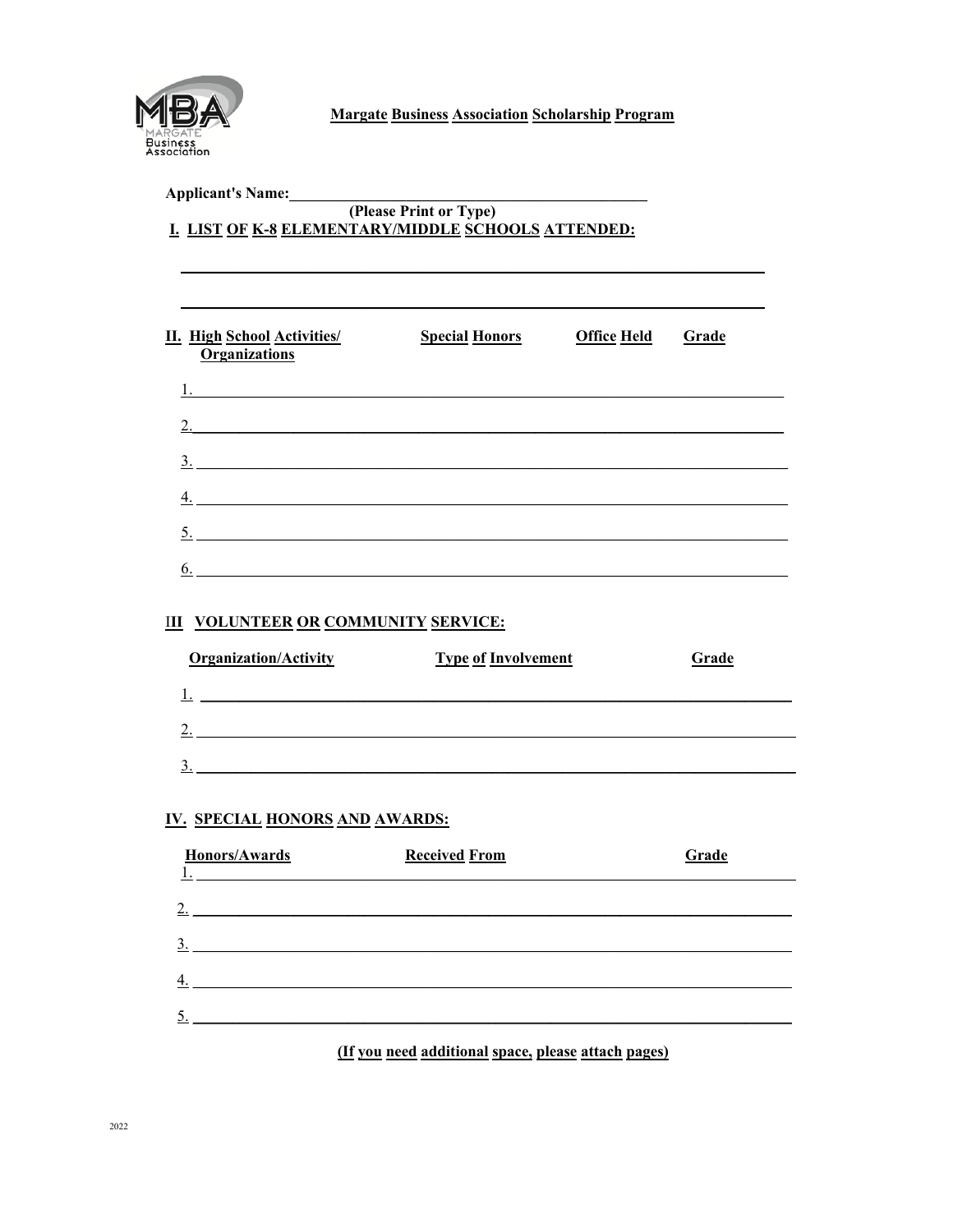**Margate Business Association Scholarship Program**

**Applicant's Name:**\_\_\_\_\_\_\_\_\_\_\_\_\_\_\_\_\_\_\_\_\_\_\_\_\_\_\_\_\_\_\_\_\_\_\_\_\_\_\_\_\_\_\_\_

**(Please Print or Type)**

## I. LIST OF K-8 ELEMENTARY/MIDDLE SCHOOLS ATTENDED:

\_\_\_\_\_\_\_\_\_\_\_\_\_\_\_\_\_\_\_\_\_\_\_\_\_\_\_\_\_\_\_\_\_\_\_\_\_\_\_\_\_\_\_\_\_\_\_\_\_\_\_\_\_\_\_\_\_\_\_\_\_\_\_\_\_\_\_\_

\_\_\_\_\_\_\_\_\_\_\_\_\_\_\_\_\_\_\_\_\_\_\_\_\_\_\_\_\_\_\_\_\_\_\_\_\_\_\_\_\_\_\_\_\_\_\_\_\_\_\_\_\_\_\_\_\_\_\_\_\_\_\_\_\_\_\_\_

## II. High School Activities/Organizations

| High School Activities/ Organizations | Special Honors | Office Held | Grade |
|---|---|---|---|
| 1. | | | |
| 2. | | | |
| 3. | | | |
| 4. | | | |
| 5. | | | |
| 6. | | | |

## III VOLUNTEER OR COMMUNITY SERVICE:

| Organization/Activity | Type of Involvement | Grade |
|---|---|---|
| 1. | | |
| 2. | | |
| 3. | | |

## IV. SPECIAL HONORS AND AWARDS:

| Honors/Awards | Received From | Grade |
|---|---|---|
| 1. | | |
| 2. | | |
| 3. | | |
| 4. | | |
| 5. | | |

**(If you need additional space, please attach pages)**

2022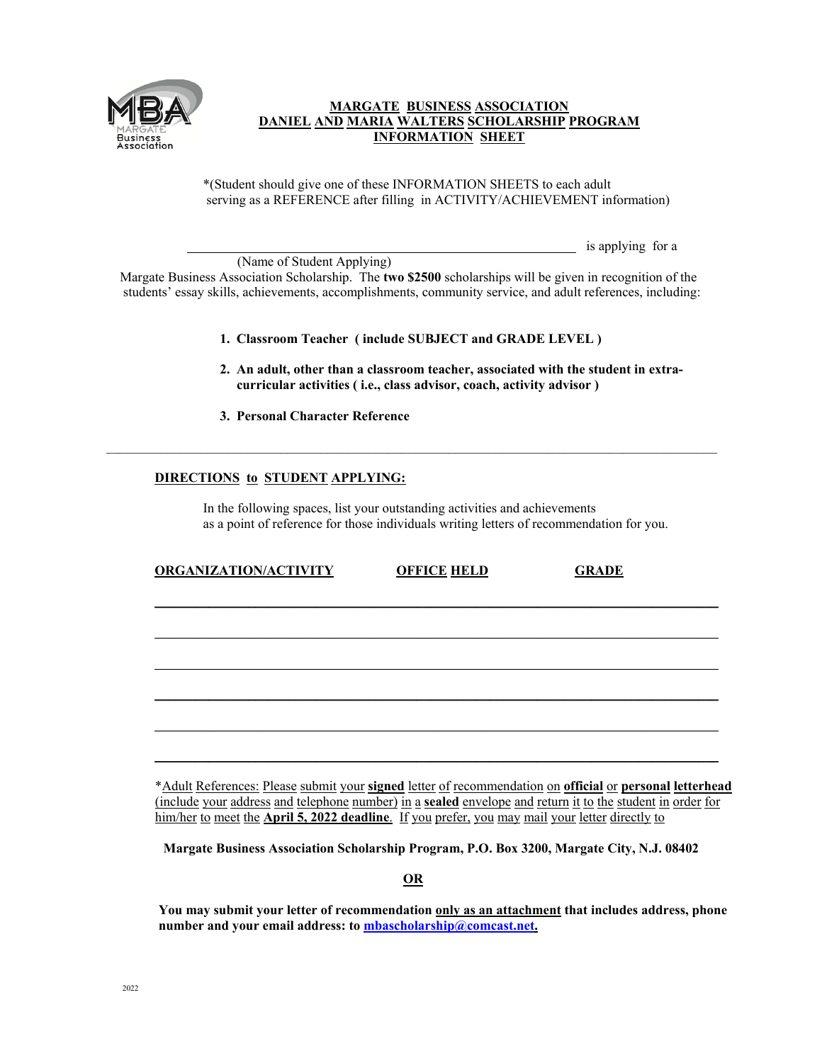# MARGATE BUSINESS ASSOCIATION
## DANIEL AND MARIA WALTERS SCHOLARSHIP PROGRAM
## INFORMATION SHEET

*(Student should give one of these INFORMATION SHEETS to each adult serving as a REFERENCE after filling in ACTIVITY/ACHIEVEMENT information)

_______________________________________________ is applying for a
(Name of Student Applying)
Margate Business Association Scholarship. The **two $2500** scholarships will be given in recognition of the students' essay skills, achievements, accomplishments, community service, and adult references, including:

1. **Classroom Teacher ( include SUBJECT and GRADE LEVEL )**
2. **An adult, other than a classroom teacher, associated with the student in extra-curricular activities ( i.e., class advisor, coach, activity advisor )**
3. **Personal Character Reference**

---

**DIRECTIONS to STUDENT APPLYING:**

In the following spaces, list your outstanding activities and achievements as a point of reference for those individuals writing letters of recommendation for you.

| ORGANIZATION/ACTIVITY | OFFICE HELD | GRADE |
| --- | --- | --- |
| | | |
| | | |
| | | |
| | | |
| | | |
| | | |

*Adult References: Please submit your **signed** letter of recommendation on **official** or **personal letterhead** (include your address and telephone number) in a **sealed** envelope and return it to the student in order for him/her to meet the **April 5, 2022 deadline**. If you prefer, you may mail your letter directly to

**Margate Business Association Scholarship Program, P.O. Box 3200, Margate City, N.J. 08402**

**OR**

**You may submit your letter of recommendation only as an attachment that includes address, phone number and your email address: to mbascholarship@comcast.net.**

2022